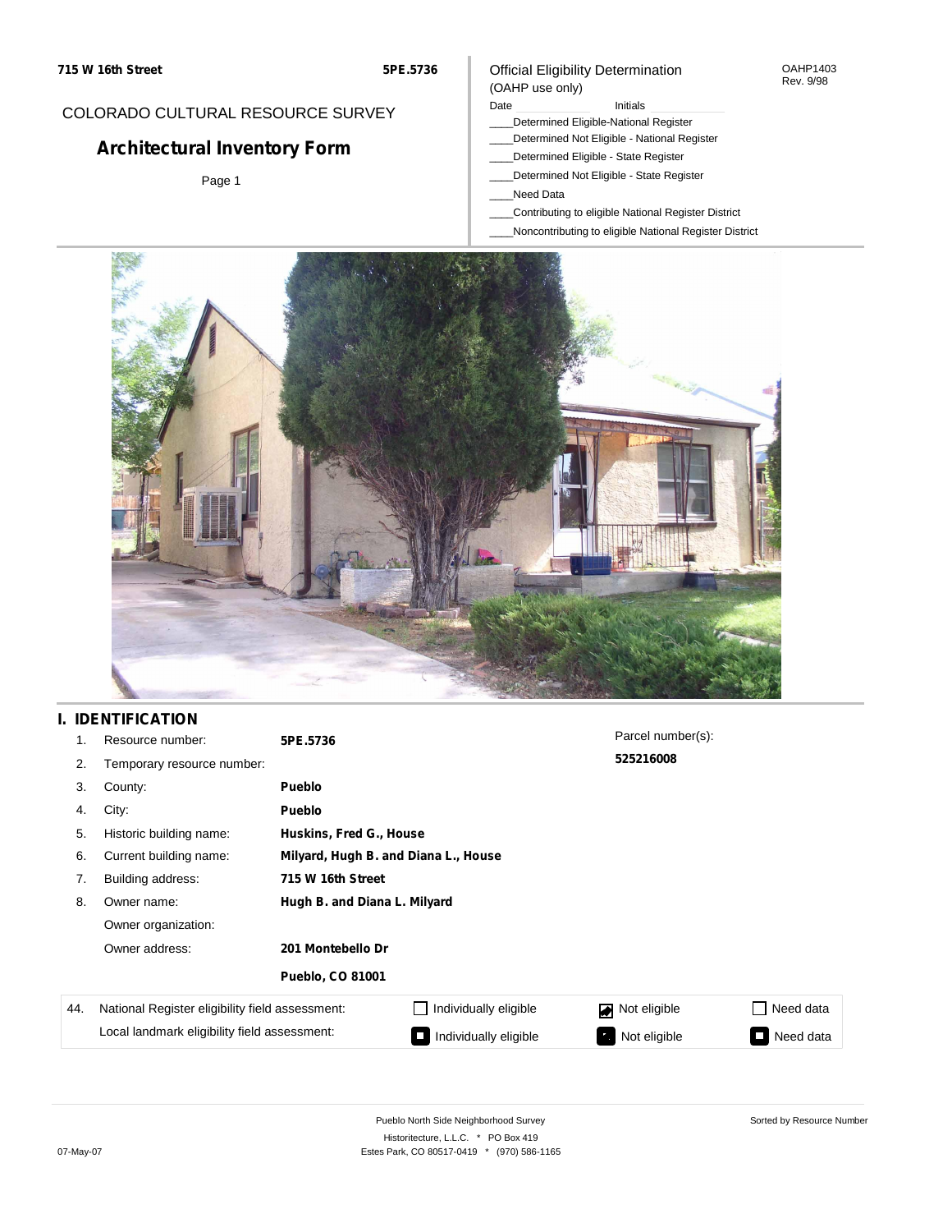715 W 16th Street

5PE.5736

COLORADO CULTURAL RESOURCE SURVEY

# Architectural Inventory Form

Page 1

Official Eligibility Determination
(OAHP use only)

OAHP1403
Rev. 9/98

Date ______ Initials ______

____Determined Eligible-National Register
____Determined Not Eligible - National Register
____Determined Eligible - State Register
____Determined Not Eligible - State Register
____Need Data
____Contributing to eligible National Register District
____Noncontributing to eligible National Register District

## I. IDENTIFICATION

1. Resource number: **5PE.5736**
2. Temporary resource number:
3. County: **Pueblo**
4. City: **Pueblo**
5. Historic building name: **Huskins, Fred G., House**
6. Current building name: **Milyard, Hugh B. and Diana L., House**
7. Building address: **715 W 16th Street**
8. Owner name: **Hugh B. and Diana L. Milyard**
   Owner organization:
   Owner address: **201 Montebello Dr**
   **Pueblo, CO 81001**

Parcel number(s): **525216008**

| 44. | | | | |
|---|---|---|---|---|
| National Register eligibility field assessment: | ☐ Individually eligible | ☑ Not eligible | ☐ Need data |
| Local landmark eligibility field assessment: | ■ Individually eligible | ■ Not eligible | ■ Need data |

Pueblo North Side Neighborhood Survey
Historitecture, L.L.C. * PO Box 419
Estes Park, CO 80517-0419 * (970) 586-1165

07-May-07

Sorted by Resource Number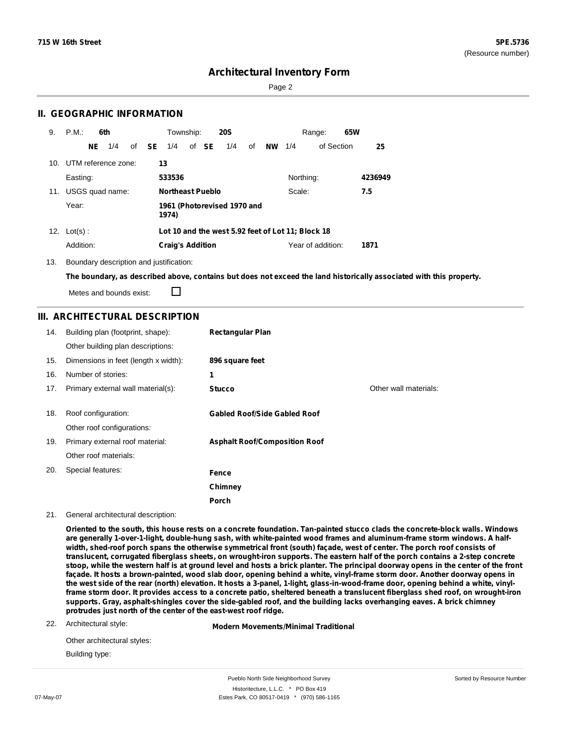# Architectural Inventory Form

## II. GEOGRAPHIC INFORMATION

9. P.M.: **6th** Township: **20S** Range: **65W**

**NE** 1/4 of **SE** 1/4 of **SE** 1/4 of **NW** 1/4 of Section **25**

10. UTM reference zone: **13**

Easting: **533536** Northing: **4236949**

11. USGS quad name: **Northeast Pueblo** Scale: **7.5**

Year: **1961 (Photorevised 1970 and 1974)**

12. Lot(s) : **Lot 10 and the west 5.92 feet of Lot 11; Block 18**

Addition: **Craig's Addition** Year of addition: **1871**

13. Boundary description and justification:

**The boundary, as described above, contains but does not exceed the land historically associated with this property.**

Metes and bounds exist: ☐

## III. ARCHITECTURAL DESCRIPTION

| | | |
|---|---|---|
| 14. | Building plan (footprint, shape): | **Rectangular Plan** |
| | Other building plan descriptions: | |
| 15. | Dimensions in feet (length x width): | **896 square feet** |
| 16. | Number of stories: | **1** |
| 17. | Primary external wall material(s): | **Stucco** |
| | Other wall materials: | |
| 18. | Roof configuration: | **Gabled Roof/Side Gabled Roof** |
| | Other roof configurations: | |
| 19. | Primary external roof material: | **Asphalt Roof/Composition Roof** |
| | Other roof materials: | |
| 20. | Special features: | **Fence**<br>**Chimney**<br>**Porch** |

21. General architectural description:

**Oriented to the south, this house rests on a concrete foundation. Tan-painted stucco clads the concrete-block walls. Windows are generally 1-over-1-light, double-hung sash, with white-painted wood frames and aluminum-frame storm windows. A half-width, shed-roof porch spans the otherwise symmetrical front (south) façade, west of center. The porch roof consists of translucent, corrugated fiberglass sheets, on wrought-iron supports. The eastern half of the porch contains a 2-step concrete stoop, while the western half is at ground level and hosts a brick planter. The principal doorway opens in the center of the front façade. It hosts a brown-painted, wood slab door, opening behind a white, vinyl-frame storm door. Another doorway opens in the west side of the rear (north) elevation. It hosts a 3-panel, 1-light, glass-in-wood-frame door, opening behind a white, vinyl-frame storm door. It provides access to a concrete patio, sheltered beneath a translucent fiberglass shed roof, on wrought-iron supports. Gray, asphalt-shingles cover the side-gabled roof, and the building lacks overhanging eaves. A brick chimney protrudes just north of the center of the east-west roof ridge.**

22. Architectural style: **Modern Movements/Minimal Traditional**

Other architectural styles:

Building type: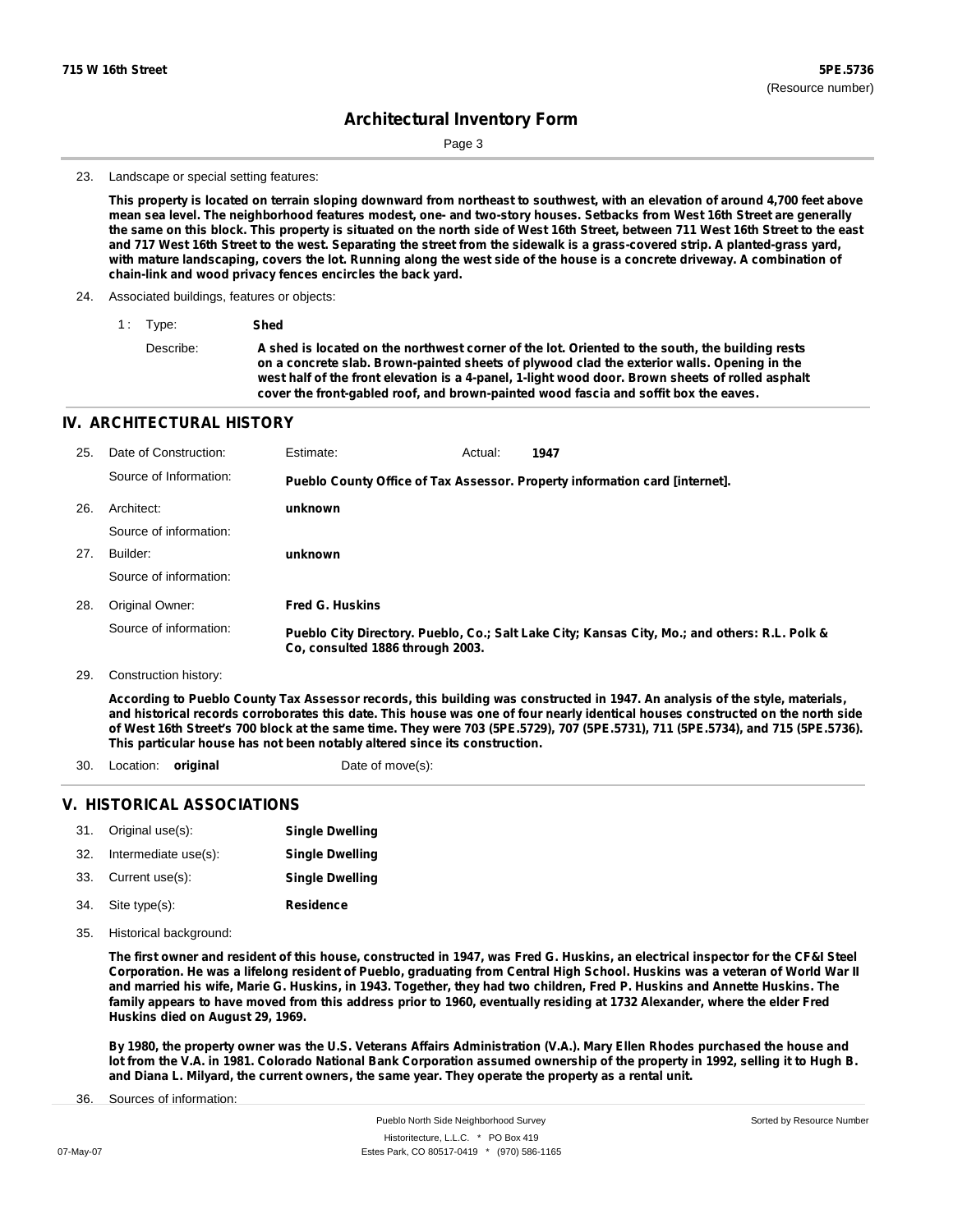## Architectural Inventory Form

23. Landscape or special setting features:

**This property is located on terrain sloping downward from northeast to southwest, with an elevation of around 4,700 feet above mean sea level. The neighborhood features modest, one- and two-story houses. Setbacks from West 16th Street are generally the same on this block. This property is situated on the north side of West 16th Street, between 711 West 16th Street to the east and 717 West 16th Street to the west. Separating the street from the sidewalk is a grass-covered strip. A planted-grass yard, with mature landscaping, covers the lot. Running along the west side of the house is a concrete driveway. A combination of chain-link and wood privacy fences encircles the back yard.**

24. Associated buildings, features or objects:

1 : Type: **Shed**

Describe: **A shed is located on the northwest corner of the lot. Oriented to the south, the building rests on a concrete slab. Brown-painted sheets of plywood clad the exterior walls. Opening in the west half of the front elevation is a 4-panel, 1-light wood door. Brown sheets of rolled asphalt cover the front-gabled roof, and brown-painted wood fascia and soffit box the eaves.**

## IV. ARCHITECTURAL HISTORY

25. Date of Construction: Estimate: Actual: **1947**

Source of Information: **Pueblo County Office of Tax Assessor. Property information card [internet].**

26. Architect: **unknown**

Source of information:

27. Builder: **unknown**

Source of information:

28. Original Owner: **Fred G. Huskins**

Source of information: **Pueblo City Directory. Pueblo, Co.; Salt Lake City; Kansas City, Mo.; and others: R.L. Polk & Co, consulted 1886 through 2003.**

29. Construction history:

**According to Pueblo County Tax Assessor records, this building was constructed in 1947. An analysis of the style, materials, and historical records corroborates this date. This house was one of four nearly identical houses constructed on the north side of West 16th Street's 700 block at the same time. They were 703 (5PE.5729), 707 (5PE.5731), 711 (5PE.5734), and 715 (5PE.5736). This particular house has not been notably altered since its construction.**

30. Location: **original** Date of move(s):

## V. HISTORICAL ASSOCIATIONS

31. Original use(s): **Single Dwelling**
32. Intermediate use(s): **Single Dwelling**
33. Current use(s): **Single Dwelling**
34. Site type(s): **Residence**

35. Historical background:

**The first owner and resident of this house, constructed in 1947, was Fred G. Huskins, an electrical inspector for the CF&I Steel Corporation. He was a lifelong resident of Pueblo, graduating from Central High School. Huskins was a veteran of World War II and married his wife, Marie G. Huskins, in 1943. Together, they had two children, Fred P. Huskins and Annette Huskins. The family appears to have moved from this address prior to 1960, eventually residing at 1732 Alexander, where the elder Fred Huskins died on August 29, 1969.**

**By 1980, the property owner was the U.S. Veterans Affairs Administration (V.A.). Mary Ellen Rhodes purchased the house and lot from the V.A. in 1981. Colorado National Bank Corporation assumed ownership of the property in 1992, selling it to Hugh B. and Diana L. Milyard, the current owners, the same year. They operate the property as a rental unit.**

36. Sources of information: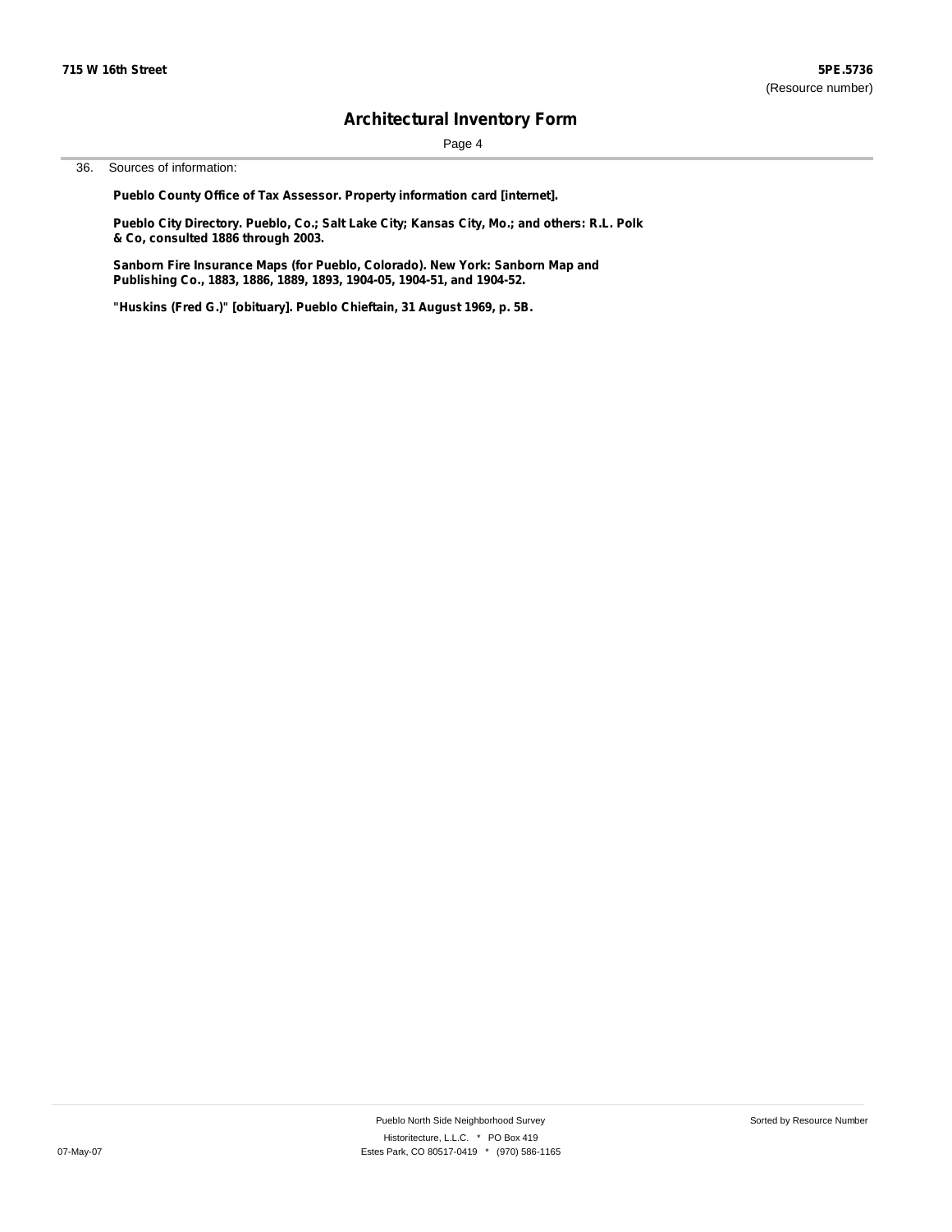36. Sources of information:

**Pueblo County Office of Tax Assessor. Property information card [internet].**

**Pueblo City Directory. Pueblo, Co.; Salt Lake City; Kansas City, Mo.; and others: R.L. Polk & Co, consulted 1886 through 2003.**

**Sanborn Fire Insurance Maps (for Pueblo, Colorado). New York: Sanborn Map and Publishing Co., 1883, 1886, 1889, 1893, 1904-05, 1904-51, and 1904-52.**

**"Huskins (Fred G.)" [obituary]. Pueblo Chieftain, 31 August 1969, p. 5B.**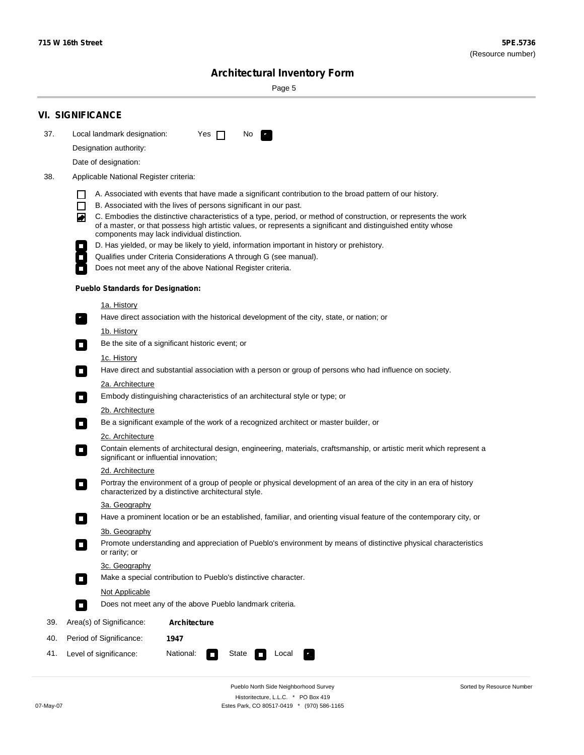715 W 16th Street

5PE.5736
(Resource number)

# Architectural Inventory Form

## VI. SIGNIFICANCE

37. Local landmark designation: Yes ☐ No ☑

Designation authority:

Date of designation:

38. Applicable National Register criteria:

- ☐ A. Associated with events that have made a significant contribution to the broad pattern of our history.
- ☐ B. Associated with the lives of persons significant in our past.
- ☑ C. Embodies the distinctive characteristics of a type, period, or method of construction, or represents the work of a master, or that possess high artistic values, or represents a significant and distinguished entity whose components may lack individual distinction.
- ☐ D. Has yielded, or may be likely to yield, information important in history or prehistory.
- ☐ Qualifies under Criteria Considerations A through G (see manual).
- ☐ Does not meet any of the above National Register criteria.

**Pueblo Standards for Designation:**

1a. History
☑ Have direct association with the historical development of the city, state, or nation; or

1b. History
☐ Be the site of a significant historic event; or

1c. History
☐ Have direct and substantial association with a person or group of persons who had influence on society.

2a. Architecture
☐ Embody distinguishing characteristics of an architectural style or type; or

2b. Architecture
☐ Be a significant example of the work of a recognized architect or master builder, or

2c. Architecture
☐ Contain elements of architectural design, engineering, materials, craftsmanship, or artistic merit which represent a significant or influential innovation;

2d. Architecture
☐ Portray the environment of a group of people or physical development of an area of the city in an era of history characterized by a distinctive architectural style.

3a. Geography
☐ Have a prominent location or be an established, familiar, and orienting visual feature of the contemporary city, or

3b. Geography
☐ Promote understanding and appreciation of Pueblo's environment by means of distinctive physical characteristics or rarity; or

3c. Geography
☐ Make a special contribution to Pueblo's distinctive character.

Not Applicable
☐ Does not meet any of the above Pueblo landmark criteria.

39. Area(s) of Significance: **Architecture**

40. Period of Significance: **1947**

41. Level of significance: National: ☐ State ☐ Local ☑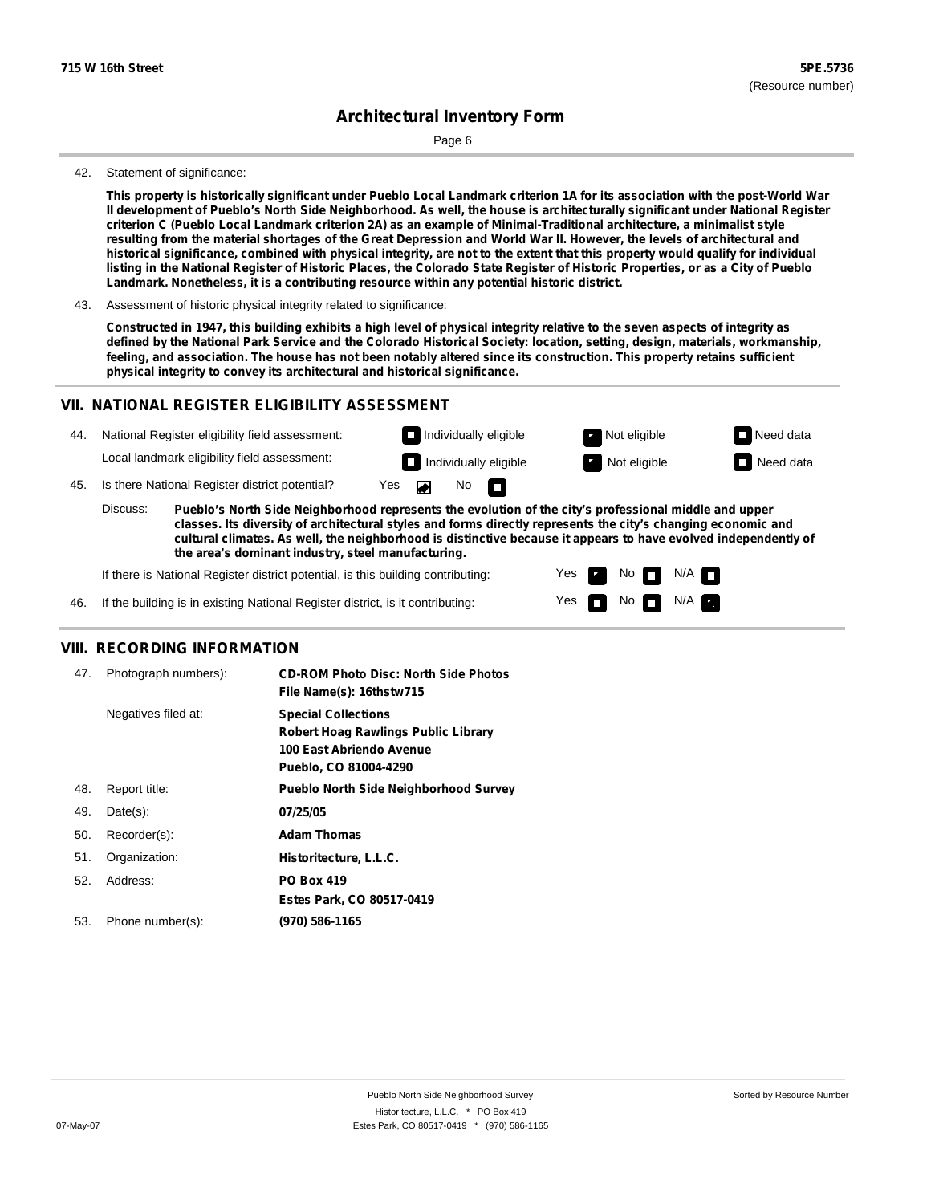**715 W 16th Street** — **5PE.5736** (Resource number)

# Architectural Inventory Form

42. Statement of significance:

**This property is historically significant under Pueblo Local Landmark criterion 1A for its association with the post-World War II development of Pueblo's North Side Neighborhood. As well, the house is architecturally significant under National Register criterion C (Pueblo Local Landmark criterion 2A) as an example of Minimal-Traditional architecture, a minimalist style resulting from the material shortages of the Great Depression and World War II. However, the levels of architectural and historical significance, combined with physical integrity, are not to the extent that this property would qualify for individual listing in the National Register of Historic Places, the Colorado State Register of Historic Properties, or as a City of Pueblo Landmark. Nonetheless, it is a contributing resource within any potential historic district.**

43. Assessment of historic physical integrity related to significance:

**Constructed in 1947, this building exhibits a high level of physical integrity relative to the seven aspects of integrity as defined by the National Park Service and the Colorado Historical Society: location, setting, design, materials, workmanship, feeling, and association. The house has not been notably altered since its construction. This property retains sufficient physical integrity to convey its architectural and historical significance.**

## VII. NATIONAL REGISTER ELIGIBILITY ASSESSMENT

44. National Register eligibility field assessment: ☐ Individually eligible ☒ Not eligible ☐ Need data
    Local landmark eligibility field assessment: ☐ Individually eligible ☒ Not eligible ☐ Need data

45. Is there National Register district potential? Yes ☒ No ☐

Discuss: **Pueblo's North Side Neighborhood represents the evolution of the city's professional middle and upper classes. Its diversity of architectural styles and forms directly represents the city's changing economic and cultural climates. As well, the neighborhood is distinctive because it appears to have evolved independently of the area's dominant industry, steel manufacturing.**

If there is National Register district potential, is this building contributing: Yes ☒ No ☐ N/A ☐

46. If the building is in existing National Register district, is it contributing: Yes ☐ No ☐ N/A ☒

## VIII. RECORDING INFORMATION

| | | |
|---|---|---|
| 47. | Photograph numbers): | **CD-ROM Photo Disc: North Side Photos**<br>**File Name(s): 16thstw715** |
| | Negatives filed at: | **Special Collections**<br>**Robert Hoag Rawlings Public Library**<br>**100 East Abriendo Avenue**<br>**Pueblo, CO 81004-4290** |
| 48. | Report title: | **Pueblo North Side Neighborhood Survey** |
| 49. | Date(s): | **07/25/05** |
| 50. | Recorder(s): | **Adam Thomas** |
| 51. | Organization: | **Historitecture, L.L.C.** |
| 52. | Address: | **PO Box 419**<br>**Estes Park, CO 80517-0419** |
| 53. | Phone number(s): | **(970) 586-1165** |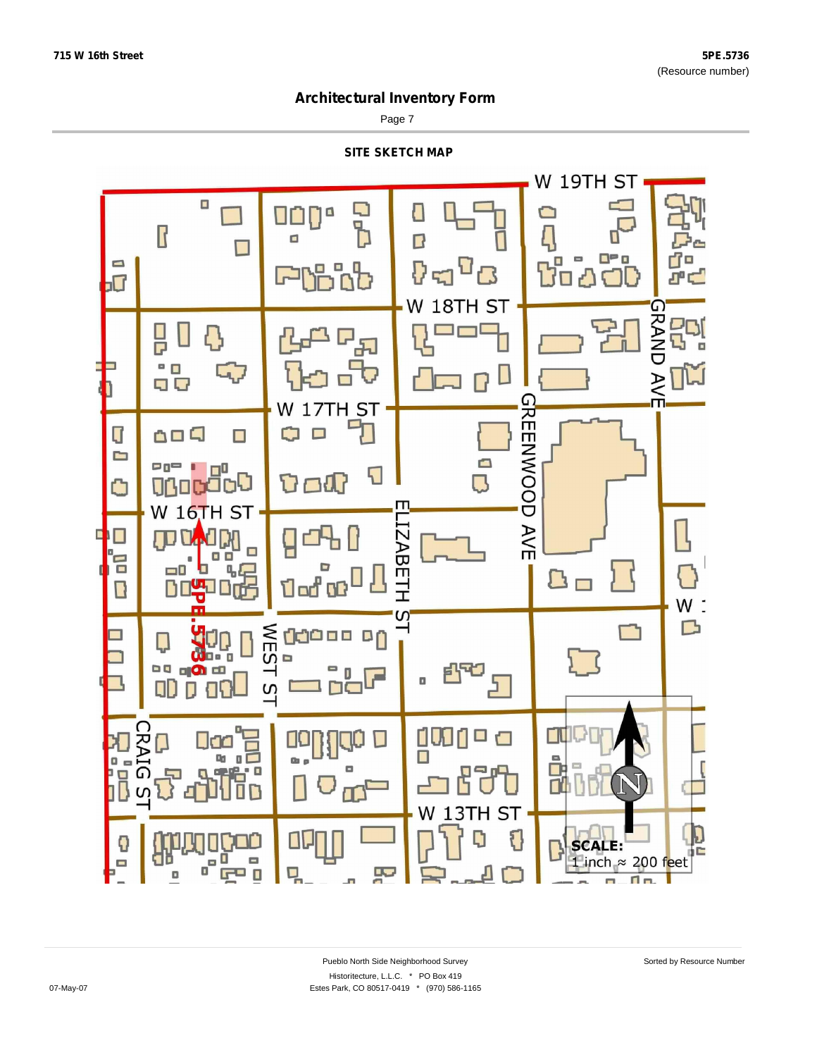# Architectural Inventory Form

## SITE SKETCH MAP

W 19TH ST

W 18TH ST

W 17TH ST

W 16TH ST

GRAND AVE

GREENWOOD AVE

ELIZABETH ST

WEST ST

CRAIG ST

W 13TH ST

5PE.5736

SCALE:
1 inch ≈ 200 feet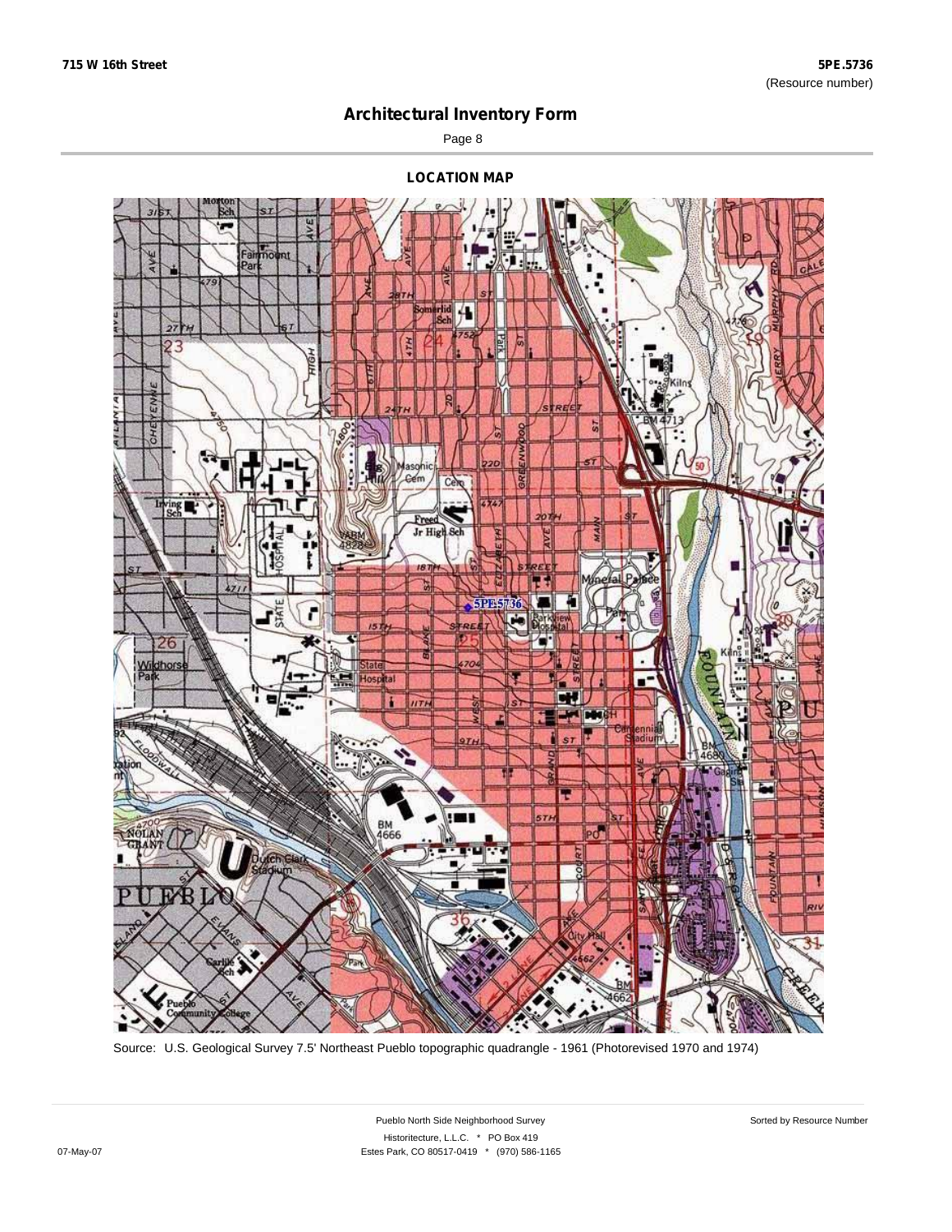715 W 16th Street

5PE.5736
(Resource number)

# Architectural Inventory Form

## LOCATION MAP

Source: U.S. Geological Survey 7.5' Northeast Pueblo topographic quadrangle - 1961 (Photorevised 1970 and 1974)

Pueblo North Side Neighborhood Survey
Historitecture, L.L.C. * PO Box 419
Estes Park, CO 80517-0419 * (970) 586-1165

07-May-07

Sorted by Resource Number